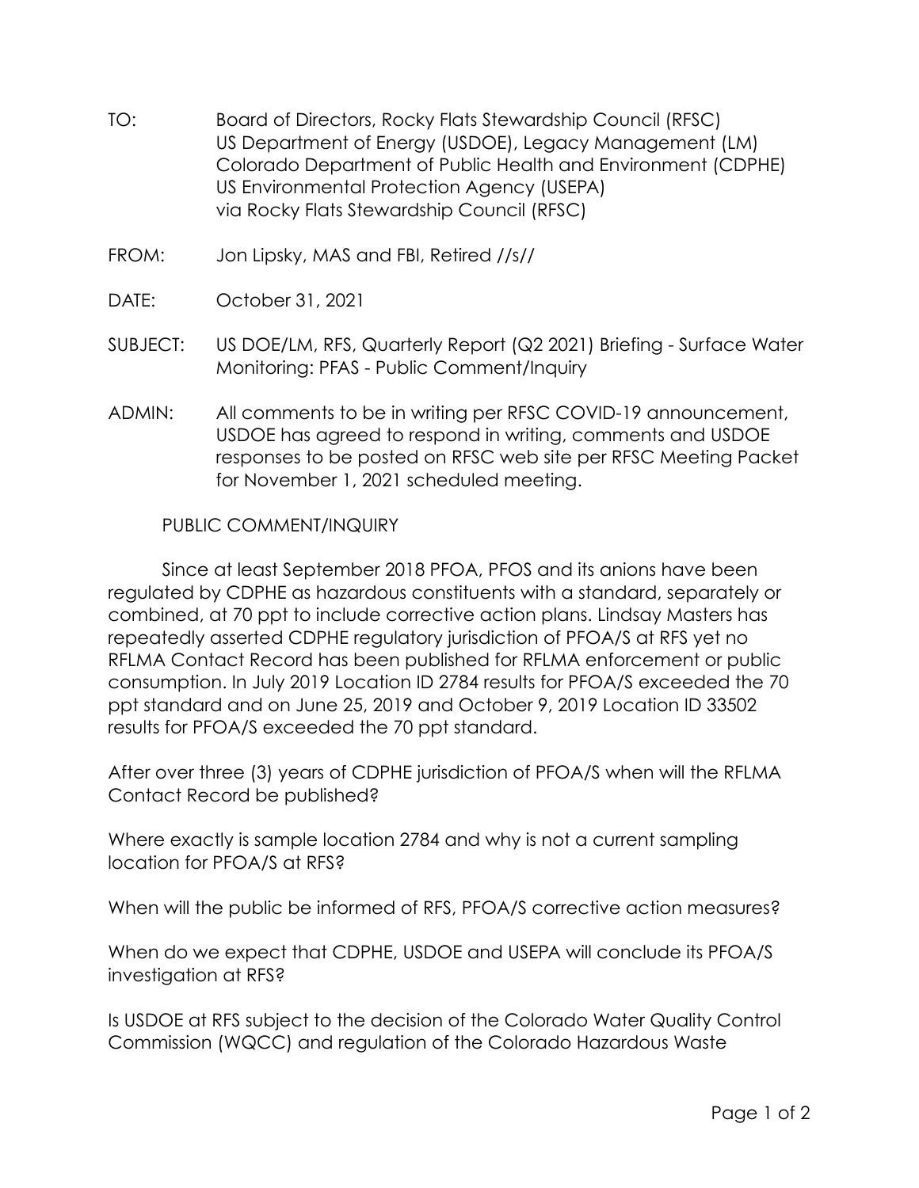TO: Board of Directors, Rocky Flats Stewardship Council (RFSC)
US Department of Energy (USDOE), Legacy Management (LM)
Colorado Department of Public Health and Environment (CDPHE)
US Environmental Protection Agency (USEPA)
via Rocky Flats Stewardship Council (RFSC)

FROM: Jon Lipsky, MAS and FBI, Retired //s//

DATE: October 31, 2021

SUBJECT: US DOE/LM, RFS, Quarterly Report (Q2 2021) Briefing - Surface Water Monitoring: PFAS - Public Comment/Inquiry

ADMIN: All comments to be in writing per RFSC COVID-19 announcement, USDOE has agreed to respond in writing, comments and USDOE responses to be posted on RFSC web site per RFSC Meeting Packet for November 1, 2021 scheduled meeting.

PUBLIC COMMENT/INQUIRY

Since at least September 2018 PFOA, PFOS and its anions have been regulated by CDPHE as hazardous constituents with a standard, separately or combined, at 70 ppt to include corrective action plans. Lindsay Masters has repeatedly asserted CDPHE regulatory jurisdiction of PFOA/S at RFS yet no RFLMA Contact Record has been published for RFLMA enforcement or public consumption. In July 2019 Location ID 2784 results for PFOA/S exceeded the 70 ppt standard and on June 25, 2019 and October 9, 2019 Location ID 33502 results for PFOA/S exceeded the 70 ppt standard.

After over three (3) years of CDPHE jurisdiction of PFOA/S when will the RFLMA Contact Record be published?

Where exactly is sample location 2784 and why is not a current sampling location for PFOA/S at RFS?

When will the public be informed of RFS, PFOA/S corrective action measures?

When do we expect that CDPHE, USDOE and USEPA will conclude its PFOA/S investigation at RFS?

Is USDOE at RFS subject to the decision of the Colorado Water Quality Control Commission (WQCC) and regulation of the Colorado Hazardous Waste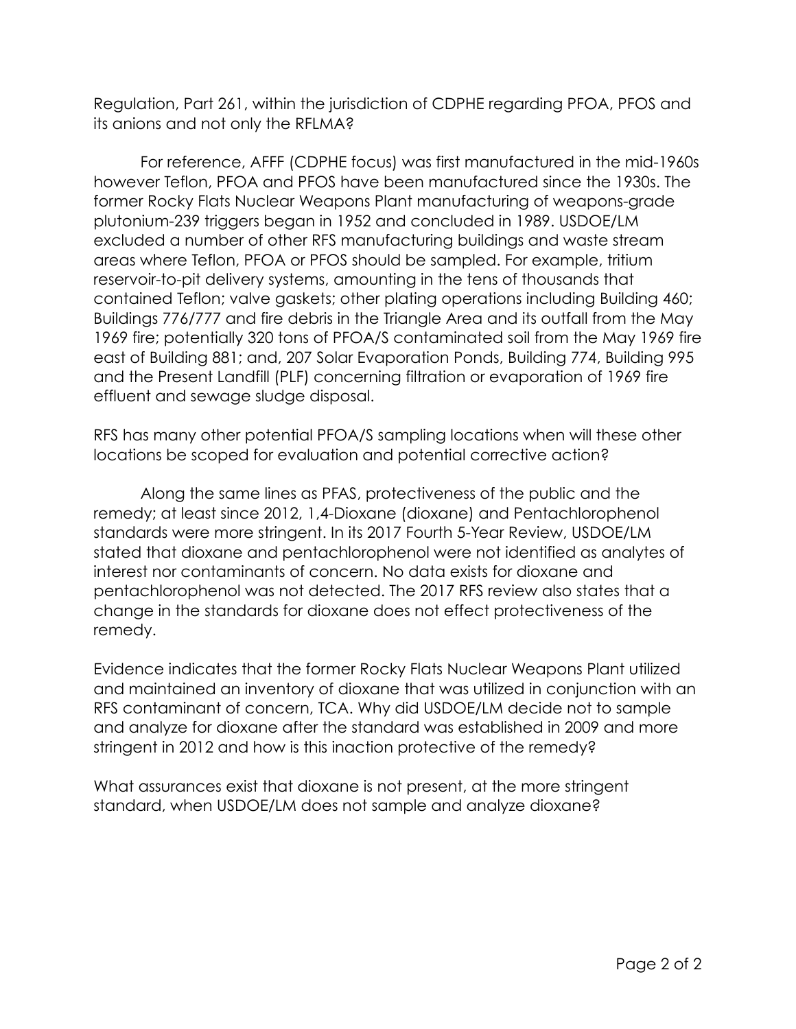Regulation, Part 261, within the jurisdiction of CDPHE regarding PFOA, PFOS and its anions and not only the RFLMA?

For reference, AFFF (CDPHE focus) was first manufactured in the mid-1960s however Teflon, PFOA and PFOS have been manufactured since the 1930s. The former Rocky Flats Nuclear Weapons Plant manufacturing of weapons-grade plutonium-239 triggers began in 1952 and concluded in 1989. USDOE/LM excluded a number of other RFS manufacturing buildings and waste stream areas where Teflon, PFOA or PFOS should be sampled. For example, tritium reservoir-to-pit delivery systems, amounting in the tens of thousands that contained Teflon; valve gaskets; other plating operations including Building 460; Buildings 776/777 and fire debris in the Triangle Area and its outfall from the May 1969 fire; potentially 320 tons of PFOA/S contaminated soil from the May 1969 fire east of Building 881; and, 207 Solar Evaporation Ponds, Building 774, Building 995 and the Present Landfill (PLF) concerning filtration or evaporation of 1969 fire effluent and sewage sludge disposal.

RFS has many other potential PFOA/S sampling locations when will these other locations be scoped for evaluation and potential corrective action?

Along the same lines as PFAS, protectiveness of the public and the remedy; at least since 2012, 1,4-Dioxane (dioxane) and Pentachlorophenol standards were more stringent. In its 2017 Fourth 5-Year Review, USDOE/LM stated that dioxane and pentachlorophenol were not identified as analytes of interest nor contaminants of concern. No data exists for dioxane and pentachlorophenol was not detected. The 2017 RFS review also states that a change in the standards for dioxane does not effect protectiveness of the remedy.

Evidence indicates that the former Rocky Flats Nuclear Weapons Plant utilized and maintained an inventory of dioxane that was utilized in conjunction with an RFS contaminant of concern, TCA. Why did USDOE/LM decide not to sample and analyze for dioxane after the standard was established in 2009 and more stringent in 2012 and how is this inaction protective of the remedy?

What assurances exist that dioxane is not present, at the more stringent standard, when USDOE/LM does not sample and analyze dioxane?